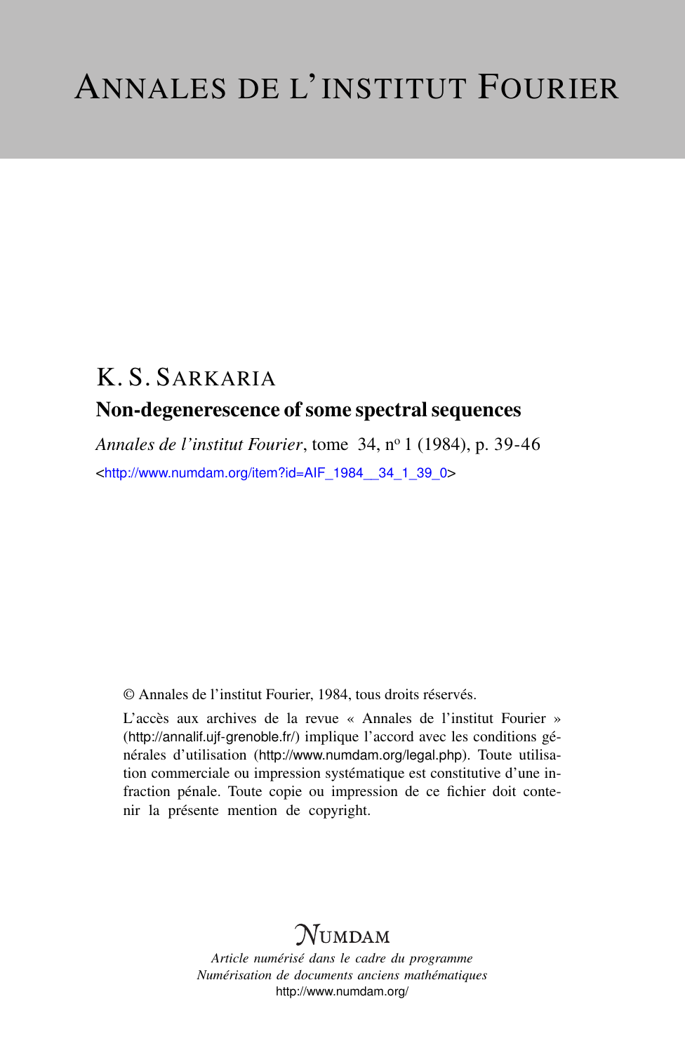# ANNALES DE L'INSTITUT FOURIER

K. S. SARKARIA

## Non-degenerescence of some spectral sequences

*Annales de l'institut Fourier*, tome 34, nº 1 (1984), p. 39-46

<http://www.numdam.org/item?id=AIF_1984__34_1_39_0>

© Annales de l'institut Fourier, 1984, tous droits réservés.

L'accès aux archives de la revue « Annales de l'institut Fourier » (http://annalif.ujf-grenoble.fr/) implique l'accord avec les conditions générales d'utilisation (http://www.numdam.org/legal.php). Toute utilisation commerciale ou impression systématique est constitutive d'une infraction pénale. Toute copie ou impression de ce fichier doit contenir la présente mention de copyright.

NUMDAM

*Article numérisé dans le cadre du programme*
*Numérisation de documents anciens mathématiques*
http://www.numdam.org/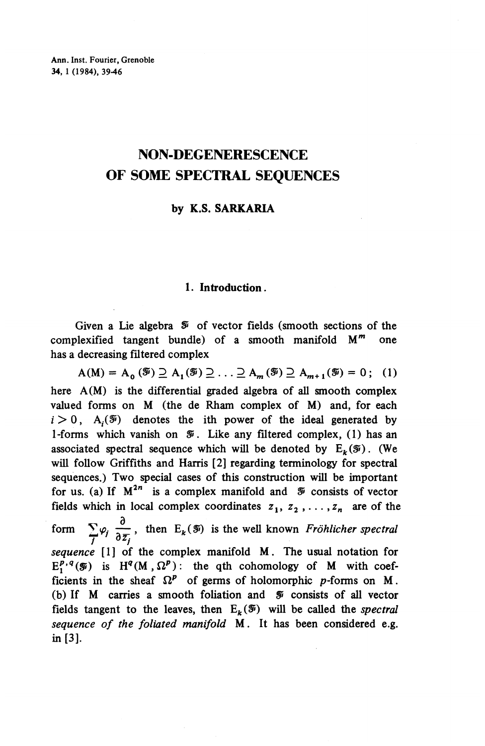Ann. Inst. Fourier, Grenoble
34, 1 (1984), 39-46

# NON-DEGENERESCENCE OF SOME SPECTRAL SEQUENCES

**by K.S. SARKARIA**

## 1. Introduction.

Given a Lie algebra $\mathcal{F}$ of vector fields (smooth sections of the complexified tangent bundle) of a smooth manifold $M^m$ one has a decreasing filtered complex

$$A(M) = A_0(\mathcal{F}) \supseteq A_1(\mathcal{F}) \supseteq \ldots \supseteq A_m(\mathcal{F}) \supseteq A_{m+1}(\mathcal{F}) = 0 ; \quad (1)$$

here $A(M)$ is the differential graded algebra of all smooth complex valued forms on $M$ (the de Rham complex of $M$) and, for each $i > 0$, $A_i(\mathcal{F})$ denotes the ith power of the ideal generated by 1-forms which vanish on $\mathcal{F}$. Like any filtered complex, (1) has an associated spectral sequence which will be denoted by $E_k(\mathcal{F})$. (We will follow Griffiths and Harris [2] regarding terminology for spectral sequences.) Two special cases of this construction will be important for us. (a) If $M^{2n}$ is a complex manifold and $\mathcal{F}$ consists of vector fields which in local complex coordinates $z_1, z_2, \ldots, z_n$ are of the form $\sum_j \varphi_j \dfrac{\partial}{\partial \bar{z}_j}$, then $E_k(\mathcal{F})$ is the well known *Fröhlicher spectral sequence* [1] of the complex manifold $M$. The usual notation for $E_1^{p,q}(\mathcal{F})$ is $H^q(M, \Omega^p)$: the qth cohomology of $M$ with coefficients in the sheaf $\Omega^p$ of germs of holomorphic $p$-forms on $M$. (b) If $M$ carries a smooth foliation and $\mathcal{F}$ consists of all vector fields tangent to the leaves, then $E_k(\mathcal{F})$ will be called the *spectral sequence of the foliated manifold* $M$. It has been considered e.g. in [3].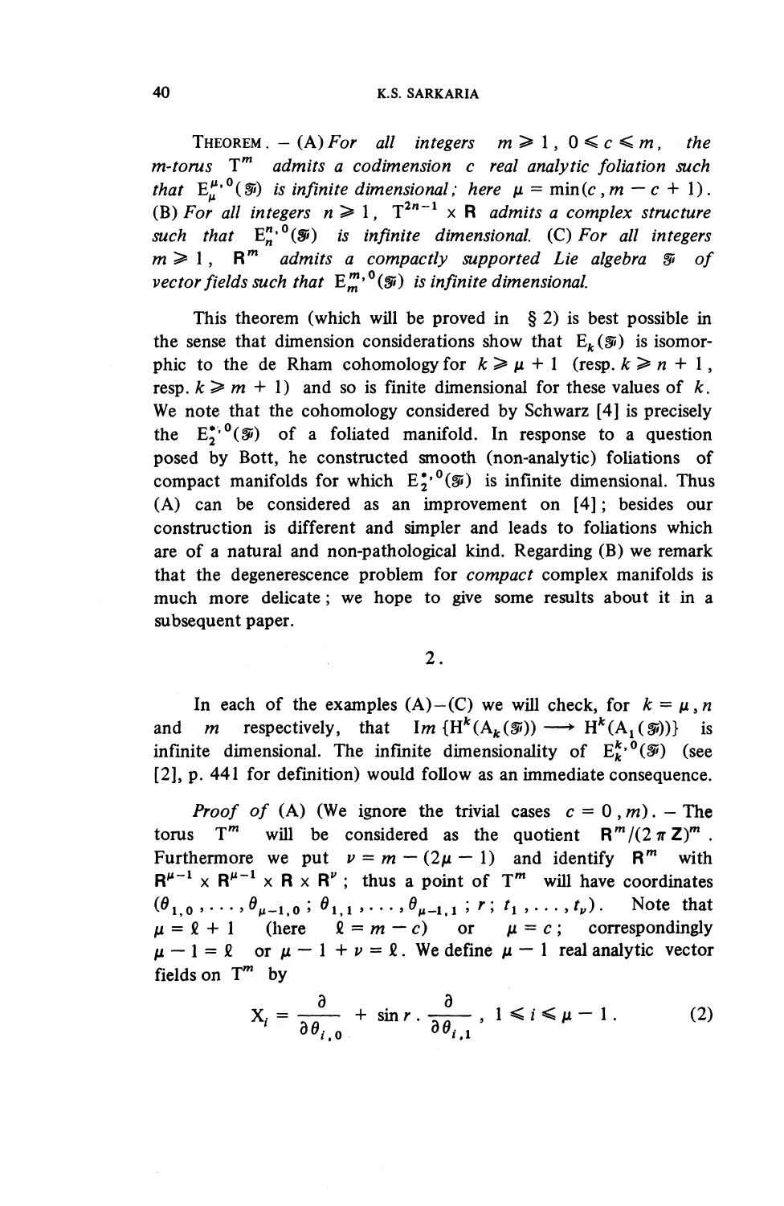THEOREM. – (A) *For all integers* $m \geqslant 1$, $0 \leqslant c \leqslant m$, *the* $m$*-torus* $T^m$ *admits a codimension* $c$ *real analytic foliation such that* $E_\mu^{\mu,0}(\mathcal{F})$ *is infinite dimensional; here* $\mu = \min(c, m - c + 1)$. (B) *For all integers* $n \geqslant 1$, $T^{2n-1} \times \mathbf{R}$ *admits a complex structure such that* $E_n^{n,0}(\mathcal{F})$ *is infinite dimensional.* (C) *For all integers* $m \geqslant 1$, $\mathbf{R}^m$ *admits a compactly supported Lie algebra* $\mathcal{F}$ *of vector fields such that* $E_m^{m,0}(\mathcal{F})$ *is infinite dimensional.*

This theorem (which will be proved in § 2) is best possible in the sense that dimension considerations show that $E_k(\mathcal{F})$ is isomorphic to the de Rham cohomology for $k \geqslant \mu + 1$ (resp. $k \geqslant n + 1$, resp. $k \geqslant m + 1$) and so is finite dimensional for these values of $k$. We note that the cohomology considered by Schwarz [4] is precisely the $E_2^{*,0}(\mathcal{F})$ of a foliated manifold. In response to a question posed by Bott, he constructed smooth (non-analytic) foliations of compact manifolds for which $E_2^{*,0}(\mathcal{F})$ is infinite dimensional. Thus (A) can be considered as an improvement on [4]; besides our construction is different and simpler and leads to foliations which are of a natural and non-pathological kind. Regarding (B) we remark that the degenerescence problem for *compact* complex manifolds is much more delicate; we hope to give some results about it in a subsequent paper.

## 2.

In each of the examples (A)–(C) we will check, for $k = \mu, n$ and $m$ respectively, that $Im\{H^k(A_k(\mathcal{F})) \longrightarrow H^k(A_1(\mathcal{F}))\}$ is infinite dimensional. The infinite dimensionality of $E_k^{k,0}(\mathcal{F})$ (see [2], p. 441 for definition) would follow as an immediate consequence.

*Proof of* (A) (We ignore the trivial cases $c = 0, m$). – The torus $T^m$ will be considered as the quotient $\mathbf{R}^m/(2\pi\mathbf{Z})^m$. Furthermore we put $\nu = m - (2\mu - 1)$ and identify $\mathbf{R}^m$ with $\mathbf{R}^{\mu-1} \times \mathbf{R}^{\mu-1} \times \mathbf{R} \times \mathbf{R}^\nu$; thus a point of $T^m$ will have coordinates $(\theta_{1,0}, \ldots, \theta_{\mu-1,0}; \theta_{1,1}, \ldots, \theta_{\mu-1,1}; r; t_1, \ldots, t_\nu)$. Note that $\mu = \ell + 1$ (here $\ell = m - c$) or $\mu = c$; correspondingly $\mu - 1 = \ell$ or $\mu - 1 + \nu = \ell$. We define $\mu - 1$ real analytic vector fields on $T^m$ by

$$X_i = \frac{\partial}{\partial \theta_{i,0}} + \sin r \cdot \frac{\partial}{\partial \theta_{i,1}}, \quad 1 \leqslant i \leqslant \mu - 1. \tag{2}$$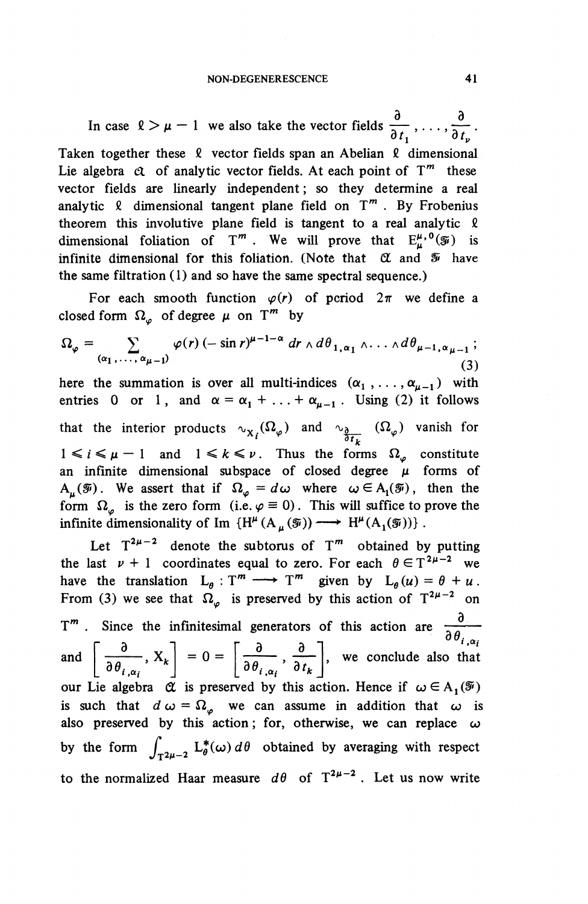In case $\ell > \mu - 1$ we also take the vector fields $\dfrac{\partial}{\partial t_1}, \ldots, \dfrac{\partial}{\partial t_\nu}$. Taken together these $\ell$ vector fields span an Abelian $\ell$ dimensional Lie algebra $\mathfrak{A}$ of analytic vector fields. At each point of $T^m$ these vector fields are linearly independent; so they determine a real analytic $\ell$ dimensional tangent plane field on $T^m$. By Frobenius theorem this involutive plane field is tangent to a real analytic $\ell$ dimensional foliation of $T^m$. We will prove that $E_\mu^{\mu,0}(\mathfrak{F})$ is infinite dimensional for this foliation. (Note that $\mathfrak{A}$ and $\mathfrak{F}$ have the same filtration (1) and so have the same spectral sequence.)

For each smooth function $\varphi(r)$ of period $2\pi$ we define a closed form $\Omega_\varphi$ of degree $\mu$ on $T^m$ by

$$\Omega_\varphi = \sum_{(\alpha_1, \ldots, \alpha_{\mu-1})} \varphi(r)\,(-\sin r)^{\mu-1-\alpha}\, dr \wedge d\theta_{1,\alpha_1} \wedge \ldots \wedge d\theta_{\mu-1,\alpha_{\mu-1}}\,; \tag{3}$$

here the summation is over all multi-indices $(\alpha_1, \ldots, \alpha_{\mu-1})$ with entries $0$ or $1$, and $\alpha = \alpha_1 + \ldots + \alpha_{\mu-1}$. Using (2) it follows that the interior products $\iota_{X_i}(\Omega_\varphi)$ and $\iota_{\frac{\partial}{\partial t_k}}(\Omega_\varphi)$ vanish for $1 \leqslant i \leqslant \mu - 1$ and $1 \leqslant k \leqslant \nu$. Thus the forms $\Omega_\varphi$ constitute an infinite dimensional subspace of closed degree $\mu$ forms of $A_\mu(\mathfrak{F})$. We assert that if $\Omega_\varphi = d\omega$ where $\omega \in A_1(\mathfrak{F})$, then the form $\Omega_\varphi$ is the zero form (i.e. $\varphi \equiv 0$). This will suffice to prove the infinite dimensionality of $\operatorname{Im}\{H^\mu(A_\mu(\mathfrak{F})) \longrightarrow H^\mu(A_1(\mathfrak{F}))\}$.

Let $T^{2\mu-2}$ denote the subtorus of $T^m$ obtained by putting the last $\nu + 1$ coordinates equal to zero. For each $\theta \in T^{2\mu-2}$ we have the translation $L_\theta : T^m \longrightarrow T^m$ given by $L_\theta(u) = \theta + u$. From (3) we see that $\Omega_\varphi$ is preserved by this action of $T^{2\mu-2}$ on $T^m$. Since the infinitesimal generators of this action are $\dfrac{\partial}{\partial \theta_{i,\alpha_i}}$ and $\left[\dfrac{\partial}{\partial \theta_{i,\alpha_i}}, X_k\right] = 0 = \left[\dfrac{\partial}{\partial \theta_{i,\alpha_i}}, \dfrac{\partial}{\partial t_k}\right]$, we conclude also that our Lie algebra $\mathfrak{A}$ is preserved by this action. Hence if $\omega \in A_1(\mathfrak{F})$ is such that $d\omega = \Omega_\varphi$ we can assume in addition that $\omega$ is also preserved by this action; for, otherwise, we can replace $\omega$ by the form $\int_{T^{2\mu-2}} L_\theta^*(\omega)\, d\theta$ obtained by averaging with respect to the normalized Haar measure $d\theta$ of $T^{2\mu-2}$. Let us now write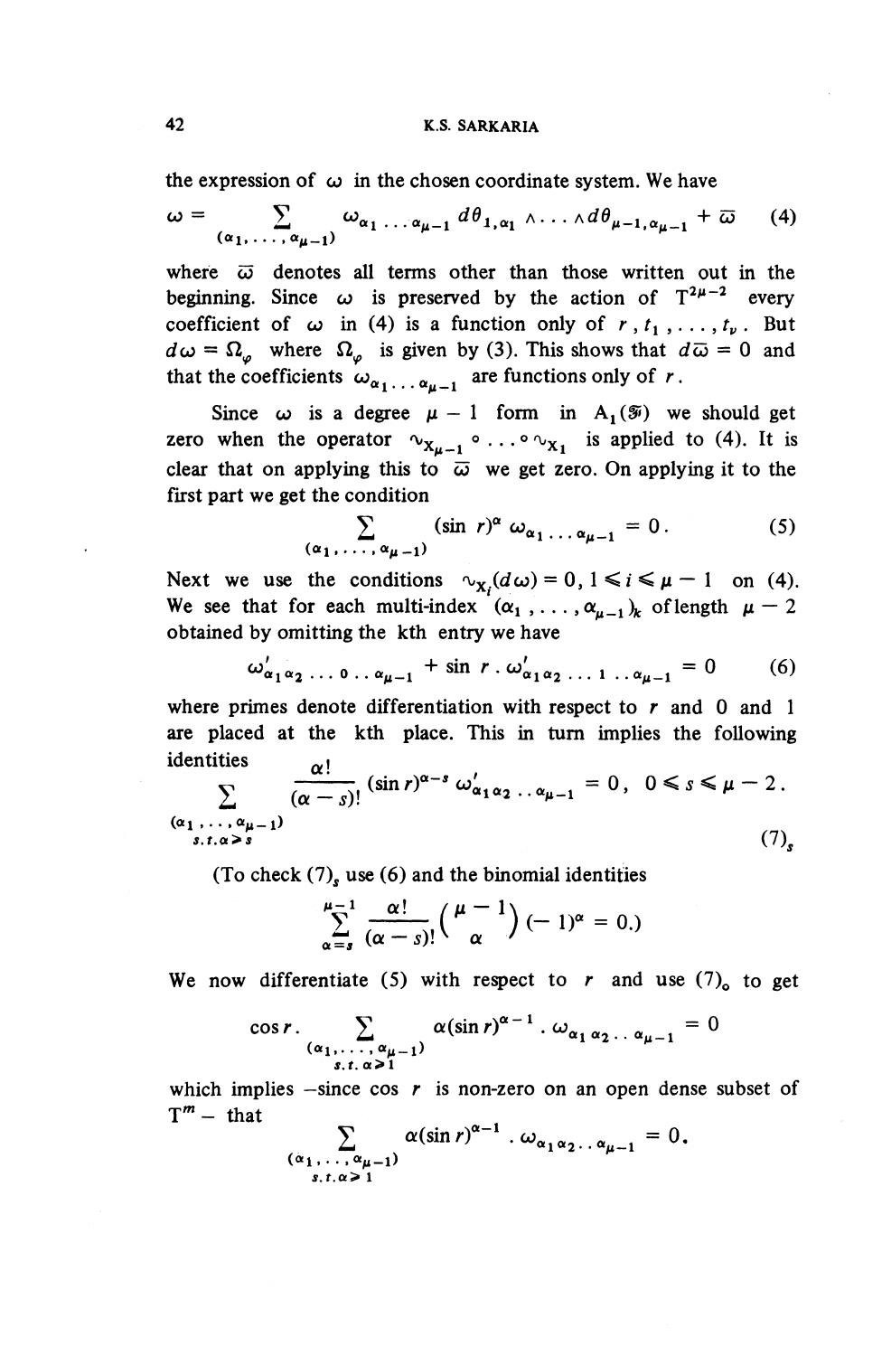the expression of $\omega$ in the chosen coordinate system. We have

$$\omega = \sum_{(\alpha_1, \ldots, \alpha_{\mu-1})} \omega_{\alpha_1 \ldots \alpha_{\mu-1}} \, d\theta_{1,\alpha_1} \wedge \ldots \wedge d\theta_{\mu-1,\alpha_{\mu-1}} + \bar{\omega} \tag{4}$$

where $\bar{\omega}$ denotes all terms other than those written out in the beginning. Since $\omega$ is preserved by the action of $T^{2\mu-2}$ every coefficient of $\omega$ in (4) is a function only of $r, t_1, \ldots, t_\nu$. But $d\omega = \Omega_\varphi$ where $\Omega_\varphi$ is given by (3). This shows that $d\bar{\omega} = 0$ and that the coefficients $\omega_{\alpha_1 \ldots \alpha_{\mu-1}}$ are functions only of $r$.

Since $\omega$ is a degree $\mu - 1$ form in $A_1(\mathfrak{F})$ we should get zero when the operator $\sim_{X_{\mu-1}} \circ \ldots \circ \sim_{X_1}$ is applied to (4). It is clear that on applying this to $\bar{\omega}$ we get zero. On applying it to the first part we get the condition

$$\sum_{(\alpha_1, \ldots, \alpha_{\mu-1})} (\sin r)^\alpha \, \omega_{\alpha_1 \ldots \alpha_{\mu-1}} = 0. \tag{5}$$

Next we use the conditions $\sim_{X_i}(d\omega) = 0, \ 1 \leqslant i \leqslant \mu - 1$ on (4). We see that for each multi-index $(\alpha_1, \ldots, \alpha_{\mu-1})_k$ of length $\mu - 2$ obtained by omitting the kth entry we have

$$\omega'_{\alpha_1 \alpha_2 \ldots 0 \ldots \alpha_{\mu-1}} + \sin r \, . \, \omega'_{\alpha_1 \alpha_2 \ldots 1 \ldots \alpha_{\mu-1}} = 0 \tag{6}$$

where primes denote differentiation with respect to $r$ and 0 and 1 are placed at the kth place. This in turn implies the following identities

$$\sum_{\substack{(\alpha_1, \ldots, \alpha_{\mu-1}) \\ s.t. \, \alpha \geqslant s}} \frac{\alpha!}{(\alpha - s)!} (\sin r)^{\alpha - s} \, \omega'_{\alpha_1 \alpha_2 \ldots \alpha_{\mu-1}} = 0, \quad 0 \leqslant s \leqslant \mu - 2. \tag{7$_s$}$$

(To check (7)$_s$ use (6) and the binomial identities

$$\sum_{\alpha = s}^{\mu-1} \frac{\alpha!}{(\alpha - s)!} \binom{\mu - 1}{\alpha} (-1)^\alpha = 0.)$$

We now differentiate (5) with respect to $r$ and use (7)$_0$ to get

$$\cos r \, . \sum_{\substack{(\alpha_1, \ldots, \alpha_{\mu-1}) \\ s.t. \, \alpha \geqslant 1}} \alpha (\sin r)^{\alpha - 1} \, . \, \omega_{\alpha_1 \alpha_2 \ldots \alpha_{\mu-1}} = 0$$

which implies – since $\cos r$ is non-zero on an open dense subset of $T^m$ – that

$$\sum_{\substack{(\alpha_1, \ldots, \alpha_{\mu-1}) \\ s.t. \, \alpha \geqslant 1}} \alpha (\sin r)^{\alpha - 1} \, . \, \omega_{\alpha_1 \alpha_2 \ldots \alpha_{\mu-1}} = 0.$$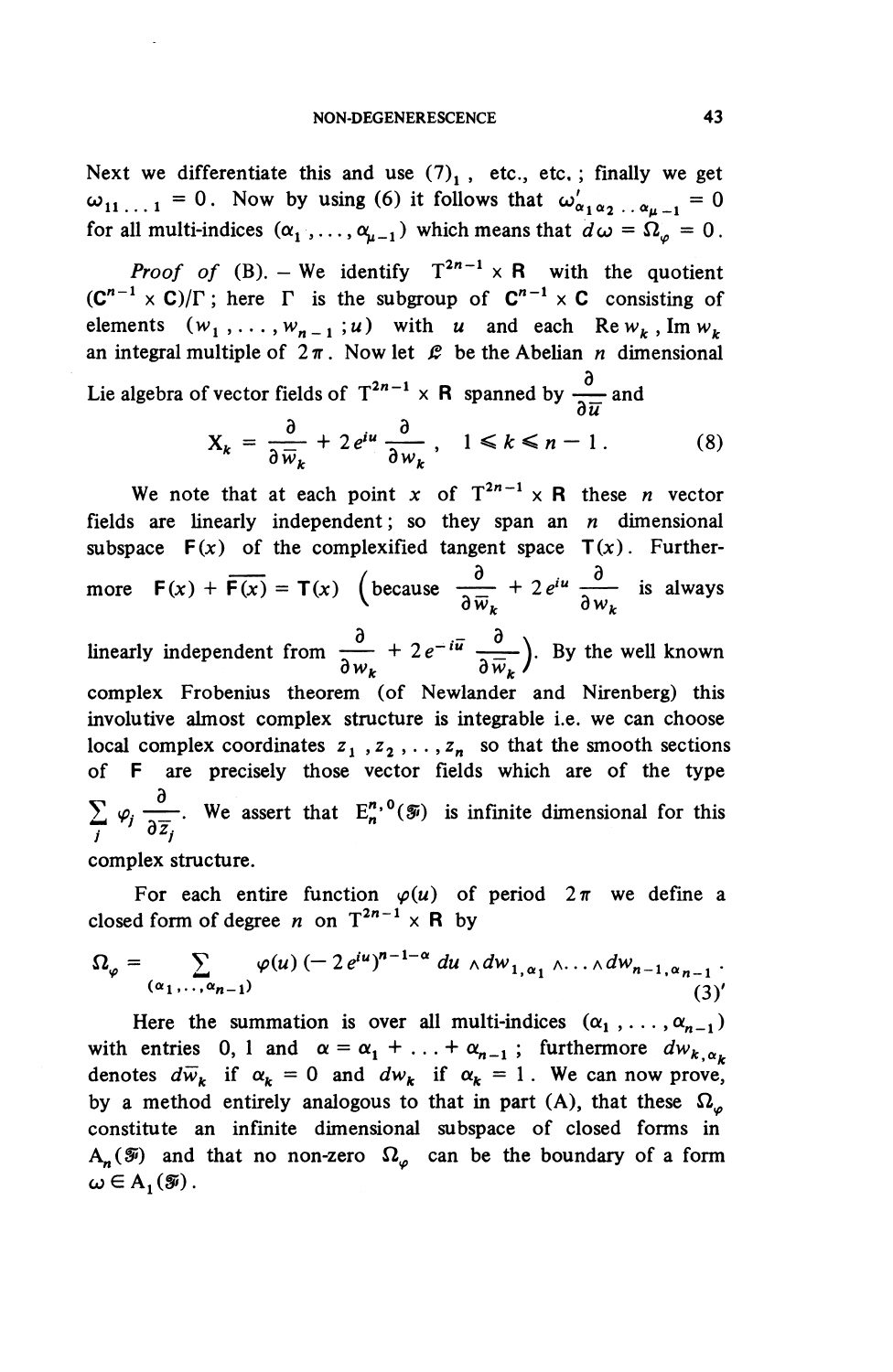Next we differentiate this and use $(7)_1$, etc., etc.; finally we get $\omega_{11\ldots 1} = 0$. Now by using (6) it follows that $\omega'_{\alpha_1\alpha_2\ldots\alpha_{\mu-1}} = 0$ for all multi-indices $(\alpha_1, \ldots, \alpha_{\mu-1})$ which means that $d\omega = \Omega_\varphi = 0$.

*Proof of* (B). – We identify $\mathrm{T}^{2n-1} \times \mathbf{R}$ with the quotient $(\mathbf{C}^{n-1} \times \mathbf{C})/\Gamma$; here $\Gamma$ is the subgroup of $\mathbf{C}^{n-1} \times \mathbf{C}$ consisting of elements $(w_1, \ldots, w_{n-1}; u)$ with $u$ and each $\operatorname{Re} w_k$, $\operatorname{Im} w_k$ an integral multiple of $2\pi$. Now let $\mathcal{L}$ be the Abelian $n$ dimensional Lie algebra of vector fields of $\mathrm{T}^{2n-1} \times \mathbf{R}$ spanned by $\dfrac{\partial}{\partial \bar{u}}$ and

$$\mathrm{X}_k = \frac{\partial}{\partial \bar{w}_k} + 2e^{iu}\frac{\partial}{\partial w_k}, \quad 1 \leqslant k \leqslant n-1. \tag{8}$$

We note that at each point $x$ of $\mathrm{T}^{2n-1} \times \mathbf{R}$ these $n$ vector fields are linearly independent; so they span an $n$ dimensional subspace $\mathbf{F}(x)$ of the complexified tangent space $\mathbf{T}(x)$. Furthermore $\mathbf{F}(x) + \overline{\mathbf{F}(x)} = \mathbf{T}(x)$ $\left(\text{because } \dfrac{\partial}{\partial \bar{w}_k} + 2e^{iu}\dfrac{\partial}{\partial w_k} \text{ is always}\right.$ $\left.\text{linearly independent from } \dfrac{\partial}{\partial w_k} + 2e^{-i\bar{u}}\dfrac{\partial}{\partial \bar{w}_k}\right)$. By the well known complex Frobenius theorem (of Newlander and Nirenberg) this involutive almost complex structure is integrable i.e. we can choose local complex coordinates $z_1, z_2, \ldots, z_n$ so that the smooth sections of $\mathbf{F}$ are precisely those vector fields which are of the type $\sum_j \varphi_j \dfrac{\partial}{\partial \bar{z}_j}$. We assert that $\mathrm{E}_n^{n,0}(\mathcal{F})$ is infinite dimensional for this complex structure.

For each entire function $\varphi(u)$ of period $2\pi$ we define a closed form of degree $n$ on $\mathrm{T}^{2n-1} \times \mathbf{R}$ by

$$\Omega_\varphi = \sum_{(\alpha_1, \ldots, \alpha_{n-1})} \varphi(u)\,(-2e^{iu})^{n-1-\alpha}\, du \wedge dw_{1,\alpha_1} \wedge \ldots \wedge dw_{n-1,\alpha_{n-1}}. \tag{3'}$$

Here the summation is over all multi-indices $(\alpha_1, \ldots, \alpha_{n-1})$ with entries 0, 1 and $\alpha = \alpha_1 + \ldots + \alpha_{n-1}$; furthermore $dw_{k,\alpha_k}$ denotes $d\bar{w}_k$ if $\alpha_k = 0$ and $dw_k$ if $\alpha_k = 1$. We can now prove, by a method entirely analogous to that in part (A), that these $\Omega_\varphi$ constitute an infinite dimensional subspace of closed forms in $\mathrm{A}_n(\mathcal{F})$ and that no non-zero $\Omega_\varphi$ can be the boundary of a form $\omega \in \mathrm{A}_1(\mathcal{F})$.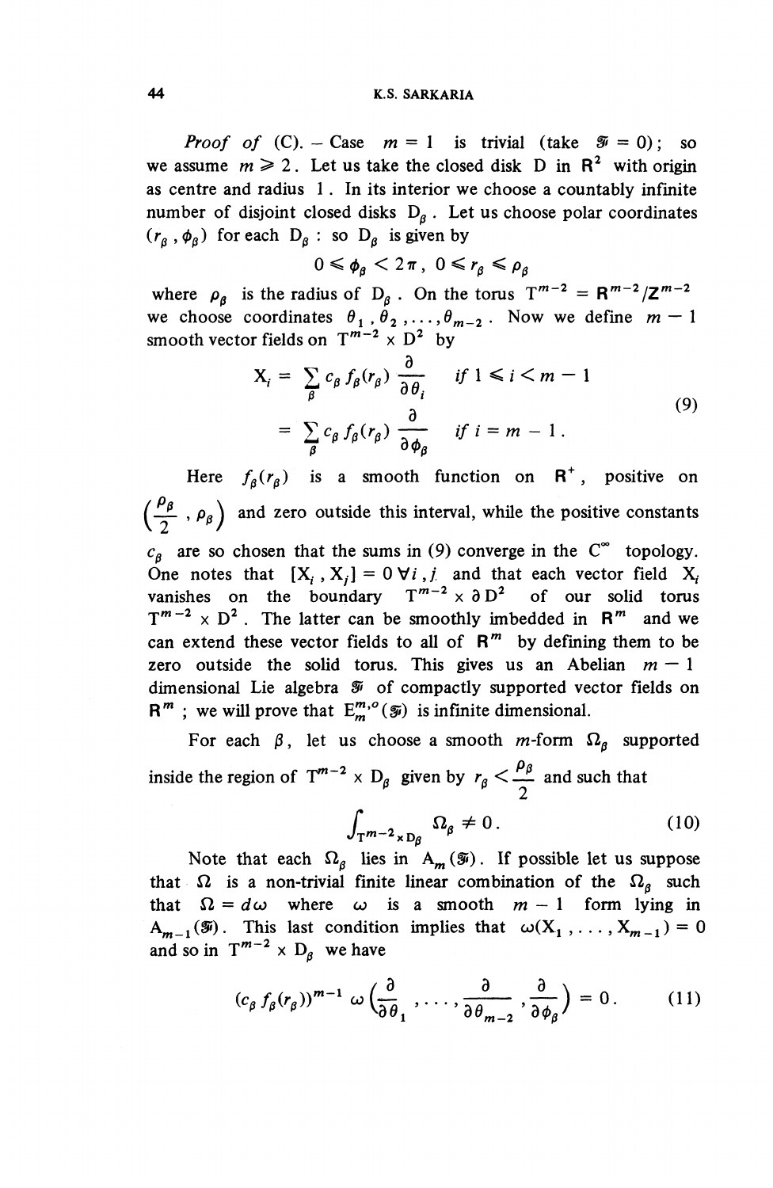*Proof of* (C). – Case $m = 1$ is trivial (take $\mathfrak{F} = 0$); so we assume $m \geqslant 2$. Let us take the closed disk D in $\mathbf{R}^2$ with origin as centre and radius 1. In its interior we choose a countably infinite number of disjoint closed disks $D_\beta$. Let us choose polar coordinates $(r_\beta, \phi_\beta)$ for each $D_\beta$: so $D_\beta$ is given by

$$0 \leqslant \phi_\beta < 2\pi, \quad 0 \leqslant r_\beta \leqslant \rho_\beta$$

where $\rho_\beta$ is the radius of $D_\beta$. On the torus $T^{m-2} = \mathbf{R}^{m-2}/\mathbf{Z}^{m-2}$ we choose coordinates $\theta_1, \theta_2, \ldots, \theta_{m-2}$. Now we define $m - 1$ smooth vector fields on $T^{m-2} \times D^2$ by

$$\begin{aligned} X_i &= \sum_\beta c_\beta f_\beta(r_\beta) \frac{\partial}{\partial \theta_i} \quad \text{if } 1 \leqslant i < m-1 \\ &= \sum_\beta c_\beta f_\beta(r_\beta) \frac{\partial}{\partial \phi_\beta} \quad \text{if } i = m-1. \end{aligned} \tag{9}$$

Here $f_\beta(r_\beta)$ is a smooth function on $\mathbf{R}^+$, positive on $\left(\frac{\rho_\beta}{2}, \rho_\beta\right)$ and zero outside this interval, while the positive constants $c_\beta$ are so chosen that the sums in (9) converge in the $C^\infty$ topology. One notes that $[X_i, X_j] = 0 \; \forall i, j$ and that each vector field $X_i$ vanishes on the boundary $T^{m-2} \times \partial D^2$ of our solid torus $T^{m-2} \times D^2$. The latter can be smoothly imbedded in $\mathbf{R}^m$ and we can extend these vector fields to all of $\mathbf{R}^m$ by defining them to be zero outside the solid torus. This gives us an Abelian $m - 1$ dimensional Lie algebra $\mathfrak{F}$ of compactly supported vector fields on $\mathbf{R}^m$; we will prove that $E_m^{m,o}(\mathfrak{F})$ is infinite dimensional.

For each $\beta$, let us choose a smooth $m$-form $\Omega_\beta$ supported inside the region of $T^{m-2} \times D_\beta$ given by $r_\beta < \frac{\rho_\beta}{2}$ and such that

$$\int_{T^{m-2} \times D_\beta} \Omega_\beta \neq 0. \tag{10}$$

Note that each $\Omega_\beta$ lies in $A_m(\mathfrak{F})$. If possible let us suppose that $\Omega$ is a non-trivial finite linear combination of the $\Omega_\beta$ such that $\Omega = d\omega$ where $\omega$ is a smooth $m-1$ form lying in $A_{m-1}(\mathfrak{F})$. This last condition implies that $\omega(X_1, \ldots, X_{m-1}) = 0$ and so in $T^{m-2} \times D_\beta$ we have

$$(c_\beta f_\beta(r_\beta))^{m-1} \, \omega\left(\frac{\partial}{\partial \theta_1}, \ldots, \frac{\partial}{\partial \theta_{m-2}}, \frac{\partial}{\partial \phi_\beta}\right) = 0. \tag{11}$$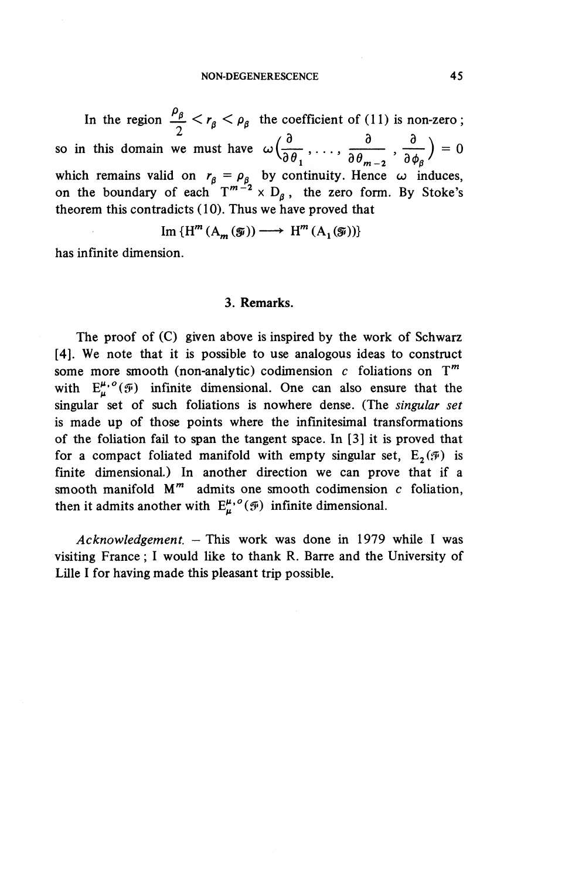In the region $\frac{\rho_\beta}{2} < r_\beta < \rho_\beta$ the coefficient of (11) is non-zero; so in this domain we must have $\omega\left(\frac{\partial}{\partial \theta_1}, \ldots, \frac{\partial}{\partial \theta_{m-2}}, \frac{\partial}{\partial \phi_\beta}\right) = 0$ which remains valid on $r_\beta = \rho_\beta$ by continuity. Hence $\omega$ induces, on the boundary of each $T^{m-2} \times D_\beta$, the zero form. By Stoke's theorem this contradicts (10). Thus we have proved that

$$\operatorname{Im}\{H^m(A_m(\mathcal{F})) \longrightarrow H^m(A_1(\mathcal{F}))\}$$

has infinite dimension.

## 3. Remarks.

The proof of (C) given above is inspired by the work of Schwarz [4]. We note that it is possible to use analogous ideas to construct some more smooth (non-analytic) codimension $c$ foliations on $T^m$ with $E_\mu^{\mu,o}(\mathcal{F})$ infinite dimensional. One can also ensure that the singular set of such foliations is nowhere dense. (The *singular set* is made up of those points where the infinitesimal transformations of the foliation fail to span the tangent space. In [3] it is proved that for a compact foliated manifold with empty singular set, $E_2(\mathcal{F})$ is finite dimensional.) In another direction we can prove that if a smooth manifold $M^m$ admits one smooth codimension $c$ foliation, then it admits another with $E_\mu^{\mu,o}(\mathcal{F})$ infinite dimensional.

*Acknowledgement.* – This work was done in 1979 while I was visiting France; I would like to thank R. Barre and the University of Lille I for having made this pleasant trip possible.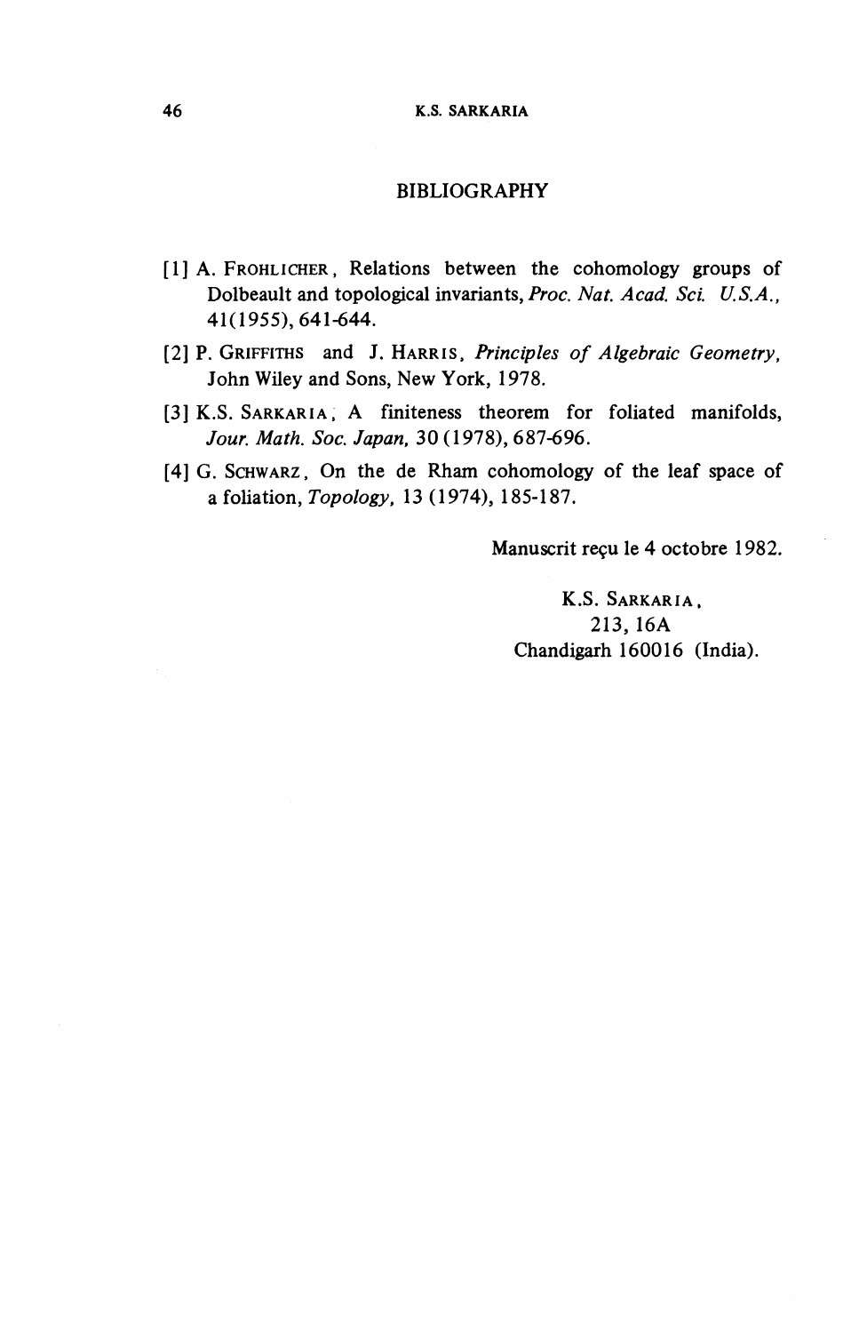## BIBLIOGRAPHY

[1] A. FROHLICHER, Relations between the cohomology groups of Dolbeault and topological invariants, *Proc. Nat. Acad. Sci. U.S.A.*, 41(1955), 641-644.

[2] P. GRIFFITHS and J. HARRIS, *Principles of Algebraic Geometry*, John Wiley and Sons, New York, 1978.

[3] K.S. SARKARIA, A finiteness theorem for foliated manifolds, *Jour. Math. Soc. Japan*, 30 (1978), 687-696.

[4] G. SCHWARZ, On the de Rham cohomology of the leaf space of a foliation, *Topology*, 13 (1974), 185-187.

Manuscrit reçu le 4 octobre 1982.

K.S. SARKARIA,
213, 16A
Chandigarh 160016 (India).